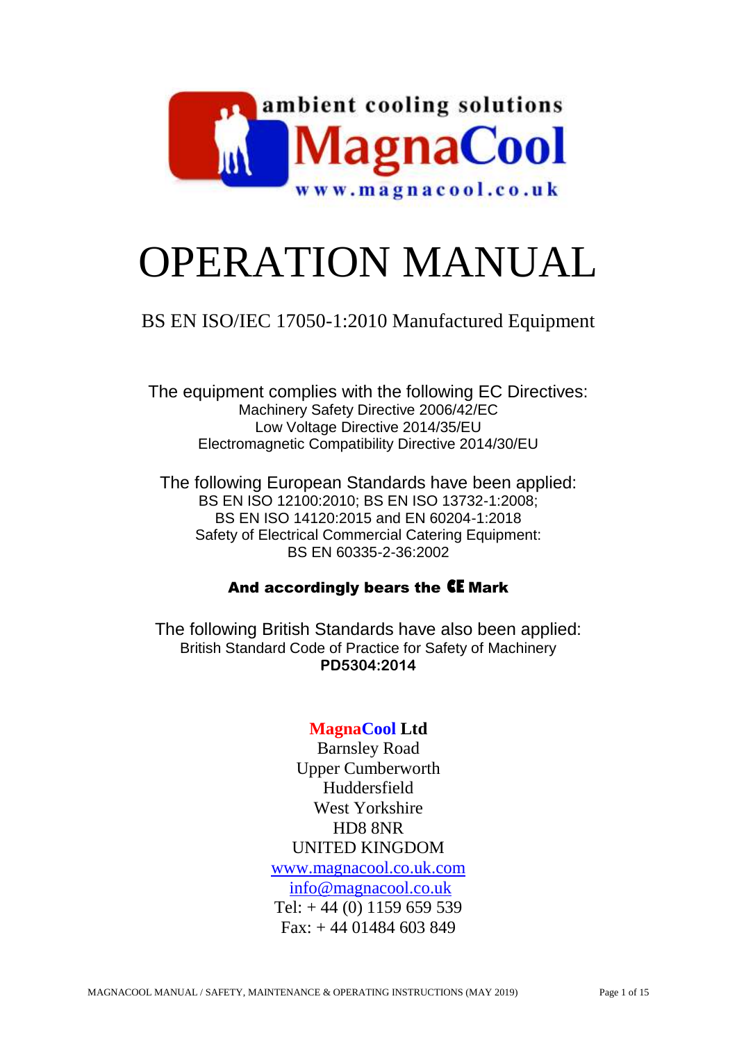ambient cooling solutions

**MagnaCool**

www.magnacool.co.uk

# OPERATION MANUAL

## BS EN ISO/IEC 17050-1:2010 Manufactured Equipment

The equipment complies with the following EC Directives:
Machinery Safety Directive 2006/42/EC
Low Voltage Directive 2014/35/EU
Electromagnetic Compatibility Directive 2014/30/EU

The following European Standards have been applied:
BS EN ISO 12100:2010; BS EN ISO 13732-1:2008;
BS EN ISO 14120:2015 and EN 60204-1:2018
Safety of Electrical Commercial Catering Equipment:
BS EN 60335-2-36:2002

**And accordingly bears the CE Mark**

The following British Standards have also been applied:
British Standard Code of Practice for Safety of Machinery
**PD5304:2014**

**MagnaCool Ltd**
Barnsley Road
Upper Cumberworth
Huddersfield
West Yorkshire
HD8 8NR
UNITED KINGDOM
www.magnacool.co.uk.com
info@magnacool.co.uk
Tel: + 44 (0) 1159 659 539
Fax: + 44 01484 603 849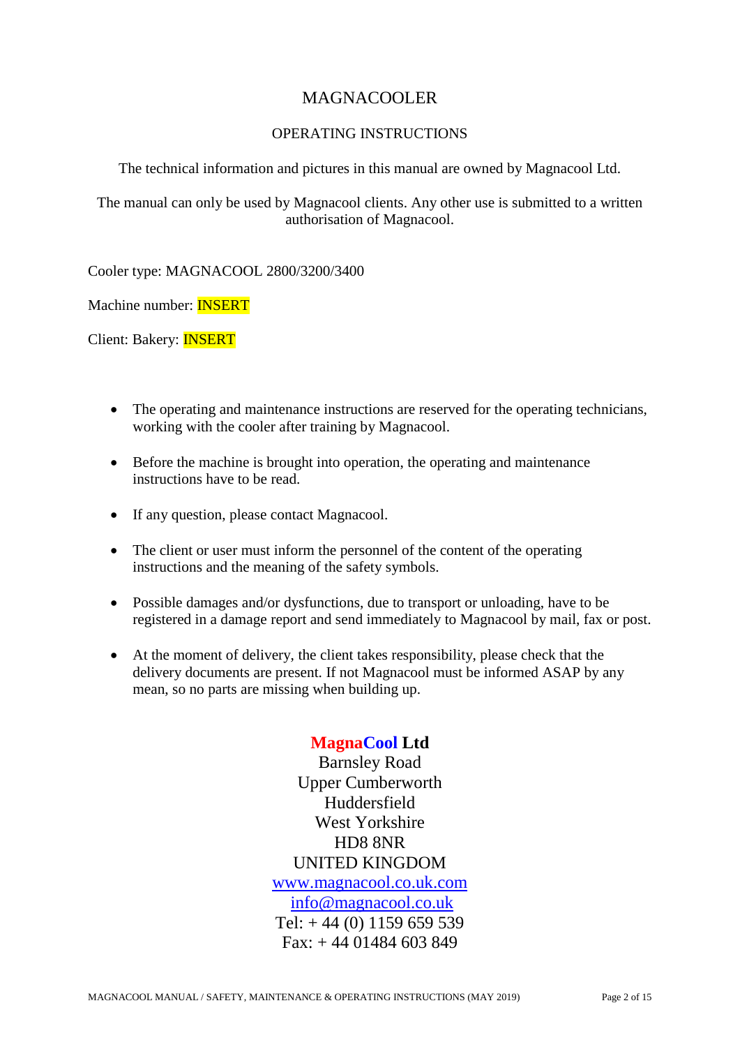# MAGNACOOLER

## OPERATING INSTRUCTIONS

The technical information and pictures in this manual are owned by Magnacool Ltd.

The manual can only be used by Magnacool clients. Any other use is submitted to a written authorisation of Magnacool.

Cooler type: MAGNACOOL 2800/3200/3400

Machine number: INSERT

Client: Bakery: INSERT

- The operating and maintenance instructions are reserved for the operating technicians, working with the cooler after training by Magnacool.
- Before the machine is brought into operation, the operating and maintenance instructions have to be read.
- If any question, please contact Magnacool.
- The client or user must inform the personnel of the content of the operating instructions and the meaning of the safety symbols.
- Possible damages and/or dysfunctions, due to transport or unloading, have to be registered in a damage report and send immediately to Magnacool by mail, fax or post.
- At the moment of delivery, the client takes responsibility, please check that the delivery documents are present. If not Magnacool must be informed ASAP by any mean, so no parts are missing when building up.

**MagnaCool Ltd**
Barnsley Road
Upper Cumberworth
Huddersfield
West Yorkshire
HD8 8NR
UNITED KINGDOM
www.magnacool.co.uk.com
info@magnacool.co.uk
Tel: + 44 (0) 1159 659 539
Fax: + 44 01484 603 849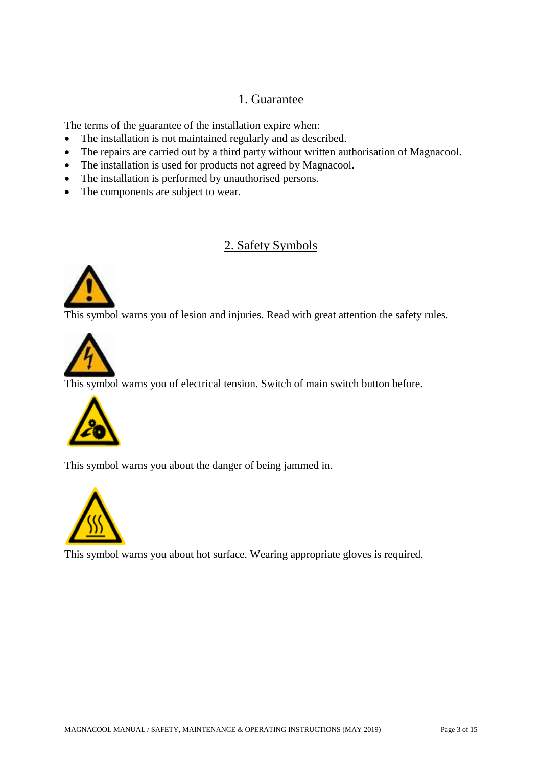## 1. Guarantee

The terms of the guarantee of the installation expire when:

- The installation is not maintained regularly and as described.
- The repairs are carried out by a third party without written authorisation of Magnacool.
- The installation is used for products not agreed by Magnacool.
- The installation is performed by unauthorised persons.
- The components are subject to wear.

## 2. Safety Symbols

This symbol warns you of lesion and injuries. Read with great attention the safety rules.

This symbol warns you of electrical tension. Switch of main switch button before.

This symbol warns you about the danger of being jammed in.

This symbol warns you about hot surface. Wearing appropriate gloves is required.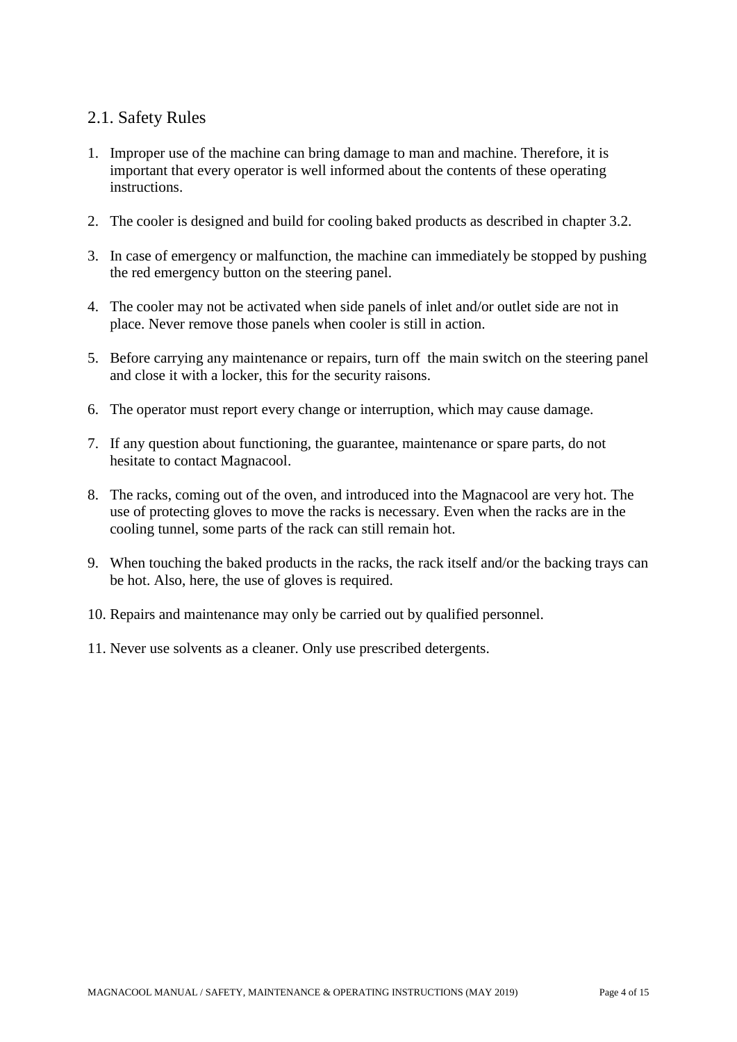## 2.1. Safety Rules

1. Improper use of the machine can bring damage to man and machine. Therefore, it is important that every operator is well informed about the contents of these operating instructions.

2. The cooler is designed and build for cooling baked products as described in chapter 3.2.

3. In case of emergency or malfunction, the machine can immediately be stopped by pushing the red emergency button on the steering panel.

4. The cooler may not be activated when side panels of inlet and/or outlet side are not in place. Never remove those panels when cooler is still in action.

5. Before carrying any maintenance or repairs, turn off the main switch on the steering panel and close it with a locker, this for the security raisons.

6. The operator must report every change or interruption, which may cause damage.

7. If any question about functioning, the guarantee, maintenance or spare parts, do not hesitate to contact Magnacool.

8. The racks, coming out of the oven, and introduced into the Magnacool are very hot. The use of protecting gloves to move the racks is necessary. Even when the racks are in the cooling tunnel, some parts of the rack can still remain hot.

9. When touching the baked products in the racks, the rack itself and/or the backing trays can be hot. Also, here, the use of gloves is required.

10. Repairs and maintenance may only be carried out by qualified personnel.

11. Never use solvents as a cleaner. Only use prescribed detergents.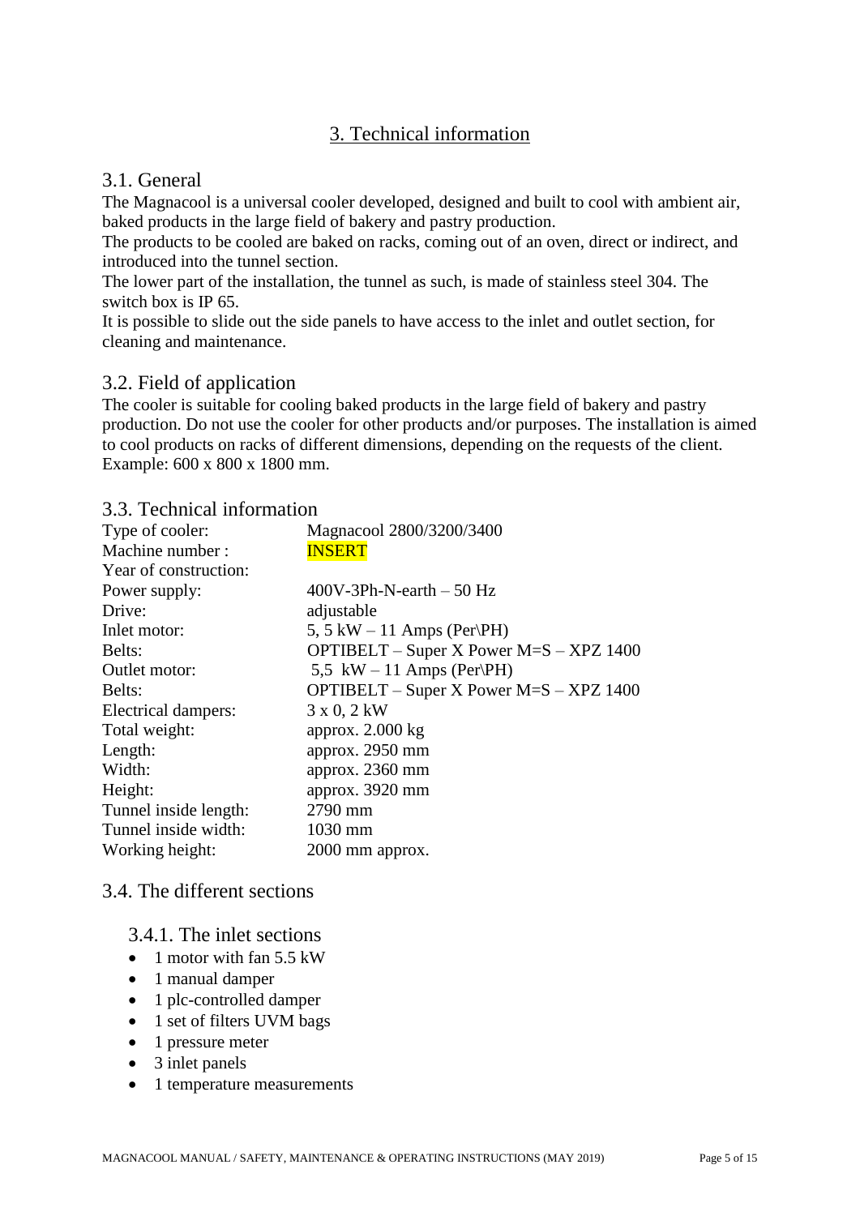# 3. Technical information

## 3.1. General

The Magnacool is a universal cooler developed, designed and built to cool with ambient air, baked products in the large field of bakery and pastry production.
The products to be cooled are baked on racks, coming out of an oven, direct or indirect, and introduced into the tunnel section.
The lower part of the installation, the tunnel as such, is made of stainless steel 304. The switch box is IP 65.
It is possible to slide out the side panels to have access to the inlet and outlet section, for cleaning and maintenance.

## 3.2. Field of application

The cooler is suitable for cooling baked products in the large field of bakery and pastry production. Do not use the cooler for other products and/or purposes. The installation is aimed to cool products on racks of different dimensions, depending on the requests of the client. Example: 600 x 800 x 1800 mm.

## 3.3. Technical information

| | |
|---|---|
| Type of cooler: | Magnacool 2800/3200/3400 |
| Machine number : | INSERT |
| Year of construction: | |
| Power supply: | 400V-3Ph-N-earth – 50 Hz |
| Drive: | adjustable |
| Inlet motor: | 5, 5 kW – 11 Amps (Per\PH) |
| Belts: | OPTIBELT – Super X Power M=S – XPZ 1400 |
| Outlet motor: | 5,5 kW – 11 Amps (Per\PH) |
| Belts: | OPTIBELT – Super X Power M=S – XPZ 1400 |
| Electrical dampers: | 3 x 0, 2 kW |
| Total weight: | approx. 2.000 kg |
| Length: | approx. 2950 mm |
| Width: | approx. 2360 mm |
| Height: | approx. 3920 mm |
| Tunnel inside length: | 2790 mm |
| Tunnel inside width: | 1030 mm |
| Working height: | 2000 mm approx. |

## 3.4. The different sections

### 3.4.1. The inlet sections

- 1 motor with fan 5.5 kW
- 1 manual damper
- 1 plc-controlled damper
- 1 set of filters UVM bags
- 1 pressure meter
- 3 inlet panels
- 1 temperature measurements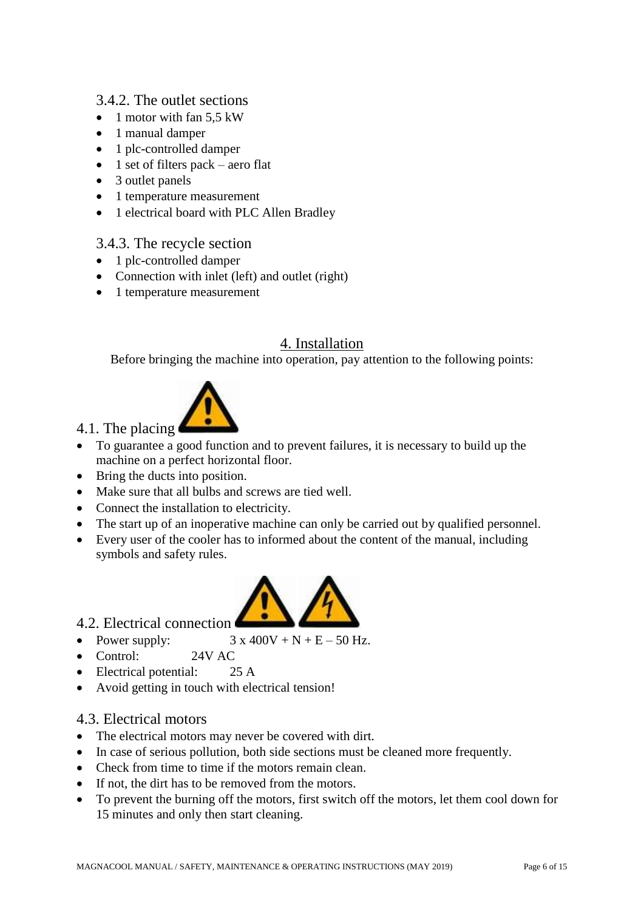### 3.4.2. The outlet sections

- 1 motor with fan 5,5 kW
- 1 manual damper
- 1 plc-controlled damper
- 1 set of filters pack – aero flat
- 3 outlet panels
- 1 temperature measurement
- 1 electrical board with PLC Allen Bradley

### 3.4.3. The recycle section

- 1 plc-controlled damper
- Connection with inlet (left) and outlet (right)
- 1 temperature measurement

## 4. Installation

Before bringing the machine into operation, pay attention to the following points:

### 4.1. The placing

- To guarantee a good function and to prevent failures, it is necessary to build up the machine on a perfect horizontal floor.
- Bring the ducts into position.
- Make sure that all bulbs and screws are tied well.
- Connect the installation to electricity.
- The start up of an inoperative machine can only be carried out by qualified personnel.
- Every user of the cooler has to informed about the content of the manual, including symbols and safety rules.

### 4.2. Electrical connection

- Power supply: 3 x 400V + N + E – 50 Hz.
- Control: 24V AC
- Electrical potential: 25 A
- Avoid getting in touch with electrical tension!

### 4.3. Electrical motors

- The electrical motors may never be covered with dirt.
- In case of serious pollution, both side sections must be cleaned more frequently.
- Check from time to time if the motors remain clean.
- If not, the dirt has to be removed from the motors.
- To prevent the burning off the motors, first switch off the motors, let them cool down for 15 minutes and only then start cleaning.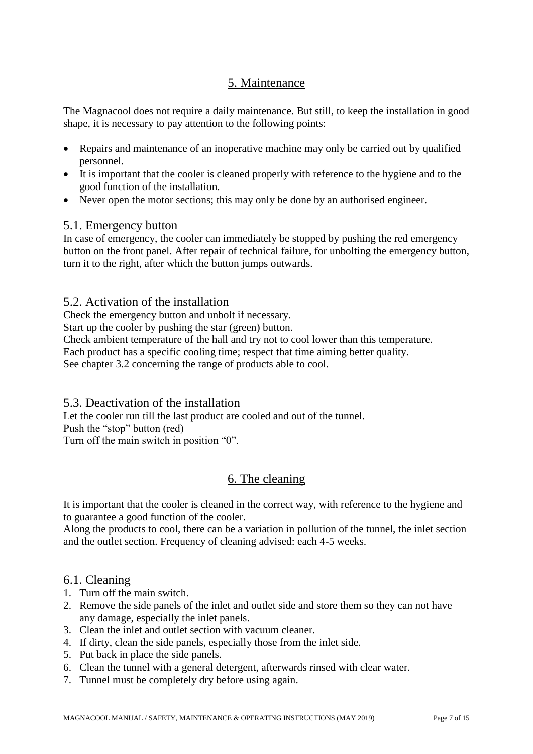# 5. Maintenance

The Magnacool does not require a daily maintenance. But still, to keep the installation in good shape, it is necessary to pay attention to the following points:

- Repairs and maintenance of an inoperative machine may only be carried out by qualified personnel.
- It is important that the cooler is cleaned properly with reference to the hygiene and to the good function of the installation.
- Never open the motor sections; this may only be done by an authorised engineer.

## 5.1. Emergency button

In case of emergency, the cooler can immediately be stopped by pushing the red emergency button on the front panel. After repair of technical failure, for unbolting the emergency button, turn it to the right, after which the button jumps outwards.

## 5.2. Activation of the installation

Check the emergency button and unbolt if necessary.
Start up the cooler by pushing the star (green) button.
Check ambient temperature of the hall and try not to cool lower than this temperature.
Each product has a specific cooling time; respect that time aiming better quality.
See chapter 3.2 concerning the range of products able to cool.

## 5.3. Deactivation of the installation

Let the cooler run till the last product are cooled and out of the tunnel.
Push the "stop" button (red)
Turn off the main switch in position "0".

# 6. The cleaning

It is important that the cooler is cleaned in the correct way, with reference to the hygiene and to guarantee a good function of the cooler.
Along the products to cool, there can be a variation in pollution of the tunnel, the inlet section and the outlet section. Frequency of cleaning advised: each 4-5 weeks.

## 6.1. Cleaning

1. Turn off the main switch.
2. Remove the side panels of the inlet and outlet side and store them so they can not have any damage, especially the inlet panels.
3. Clean the inlet and outlet section with vacuum cleaner.
4. If dirty, clean the side panels, especially those from the inlet side.
5. Put back in place the side panels.
6. Clean the tunnel with a general detergent, afterwards rinsed with clear water.
7. Tunnel must be completely dry before using again.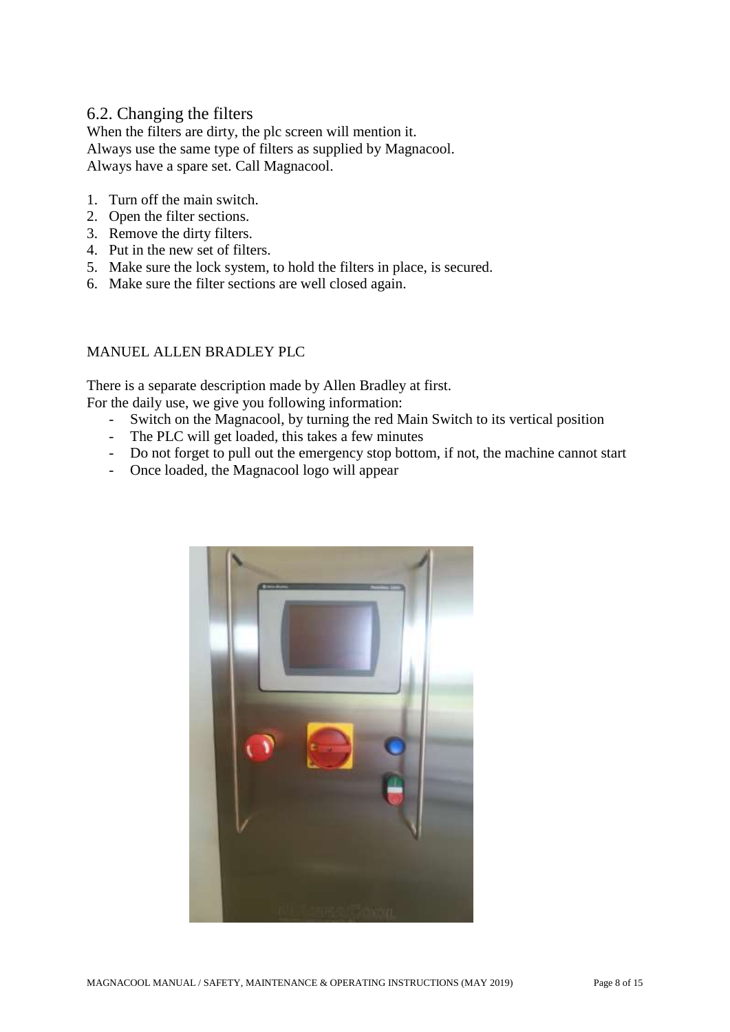## 6.2. Changing the filters

When the filters are dirty, the plc screen will mention it.
Always use the same type of filters as supplied by Magnacool.
Always have a spare set. Call Magnacool.

1. Turn off the main switch.
2. Open the filter sections.
3. Remove the dirty filters.
4. Put in the new set of filters.
5. Make sure the lock system, to hold the filters in place, is secured.
6. Make sure the filter sections are well closed again.

MANUEL ALLEN BRADLEY PLC

There is a separate description made by Allen Bradley at first.
For the daily use, we give you following information:

- Switch on the Magnacool, by turning the red Main Switch to its vertical position
- The PLC will get loaded, this takes a few minutes
- Do not forget to pull out the emergency stop bottom, if not, the machine cannot start
- Once loaded, the Magnacool logo will appear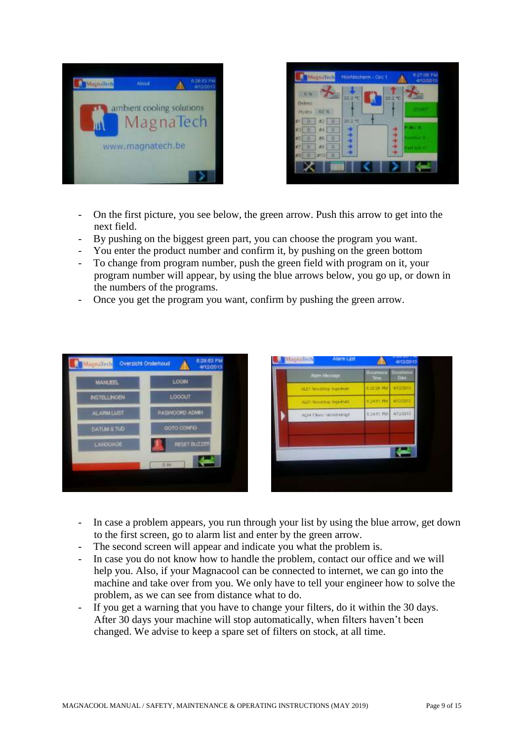- On the first picture, you see below, the green arrow. Push this arrow to get into the next field.
- By pushing on the biggest green part, you can choose the program you want.
- You enter the product number and confirm it, by pushing on the green bottom
- To change from program number, push the green field with program on it, your program number will appear, by using the blue arrows below, you go up, or down in the numbers of the programs.
- Once you get the program you want, confirm by pushing the green arrow.

- In case a problem appears, you run through your list by using the blue arrow, get down to the first screen, go to alarm list and enter by the green arrow.
- The second screen will appear and indicate you what the problem is.
- In case you do not know how to handle the problem, contact our office and we will help you. Also, if your Magnacool can be connected to internet, we can go into the machine and take over from you. We only have to tell your engineer how to solve the problem, as we can see from distance what to do.
- If you get a warning that you have to change your filters, do it within the 30 days. After 30 days your machine will stop automatically, when filters haven't been changed. We advise to keep a spare set of filters on stock, at all time.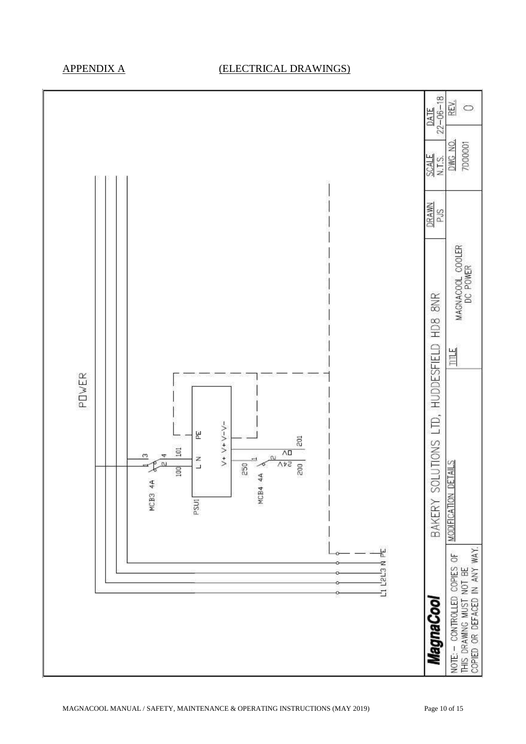APPENDIX A (ELECTRICAL DRAWINGS)

POWER

MCB3 4A

1 3

2 4

100 101

PSU1

L N PE

V+ V+ V- V-

MCB4 4A

250

1

2

24V

0V

200

201

L1 L2 L3 N PE

| **MagnaCool** | BAKERY SOLUTIONS LTD, HUDDESFIELD HD8 8NR | | DRAWN PJS | SCALE N.T.S. | DATE 22-06-18 |
|---|---|---|---|---|---|
| NOTE:- CONTROLLED COPIES OF THIS DRAWING MUST NOT BE COPIED OR DEFACED IN ANY WAY. | MODIFICATION DETAILS | TITLE MAGNACOOL COOLER DC POWER | | DWG NO. 7D00001 | REV. 0 |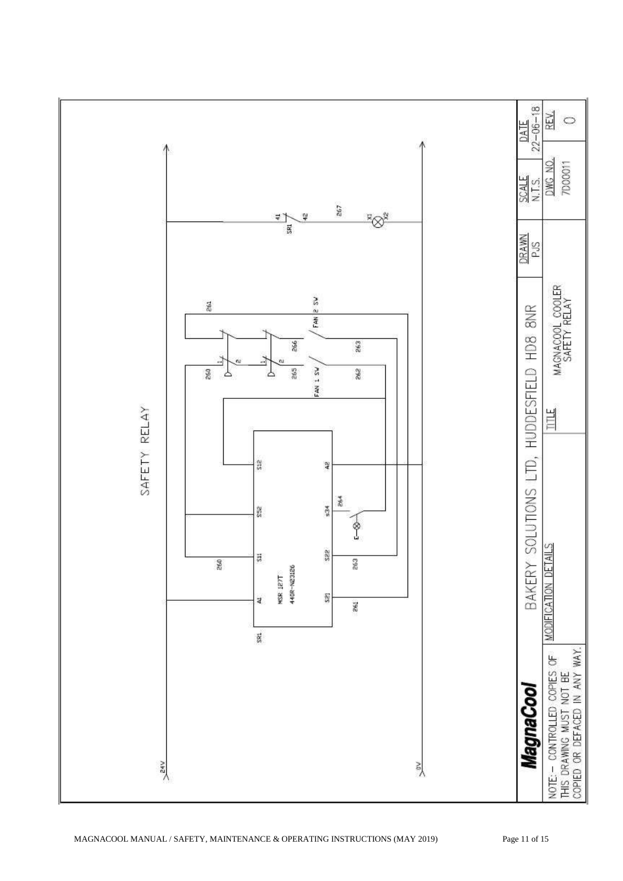# SAFETY RELAY

24V

0V

SR1

MSR 127T
440R-N23126

A1 S11 S52 S12

S21 S22 S34 A2

260 261 263 264

261

260 1 2

265 1 2 266

FAN 1 SW 262

FAN 2 SW 263

41 SR1 42

267

X1 X2

| **MagnaCool** | BAKERY SOLUTIONS LTD, HUDDESFIELD HD8 8NR | | DRAWN PJS | SCALE N.T.S. | DATE 22-06-18 |
|---|---|---|---|---|---|
| NOTE:- CONTROLLED COPIES OF THIS DRAWING MUST NOT BE COPIED OR DEFACED IN ANY WAY. | MODIFICATION DETAILS | TITLE MAGNACOOL COOLER SAFETY RELAY | | DWG NO. 7D00011 | REV. 0 |

MAGNACOOL MANUAL / SAFETY, MAINTENANCE & OPERATING INSTRUCTIONS (MAY 2019)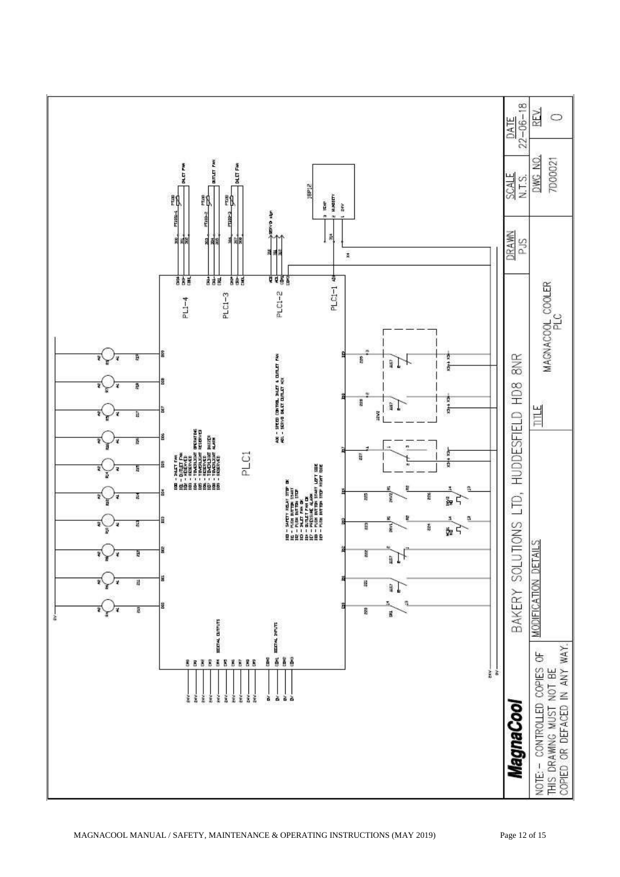MagnaCool

NOTE: - CONTROLLED COPIES OF THIS DRAWING MUST NOT BE COPIED OR DEFACED IN ANY WAY.

BAKERY SOLUTIONS LTD, HUDDESFIELD HD8 8NR

| MODIFICATION DETAILS | TITLE | DRAWN | SCALE | DATE |
|---|---|---|---|---|
| | MAGNACOOL COOLER PLC | PJS | N.T.S. | 22-06-18 |
| | | | DWG NO. | REV. |
| | | | 7D00021 | 0 |

PLC1

DIGITAL OUTPUTS

DO0 - INLET FAN
DO1 - OUTLET FAN
DO2 - RESERVED
DO3 - RESERVED
DO4 - TOWERLIGHT OPERATING
DO5 - TOWERLIGHT RESERVED
DO6 - RESERVED
DO7 - TOWERLIGHT BUZZER
DO8 - TOWERLIGHT ALARM
DO9 - RESERVED

DIGITAL INPUTS

DI0 - SAFETY RELAY STOP OK
DI1 - PUSH BUTTON START
DI2 - PUSH BUTTON STOP
DI3 - INLET FAN OK
DI4 - OUTLET FAN OK
DI7 - PRESSURE ALARM
DI8 - PUSH BUTTON START LEFT SIDE
DI9 - PUSH BUTTON STOP RIGHT SIDE

AO0 - SPEED CONTROL INLET & OUTLET FAN
AO1 - SERVO INLET OUTLET MIX

PL1-4: INLET FAN
PLC1-3: OUTLET FAN, INLET FAN
PLC1-2: SERVO 4-20mA
PLC1-1: 1BP12 — 3 TEMP, 2 HUMIDITY, 1 24V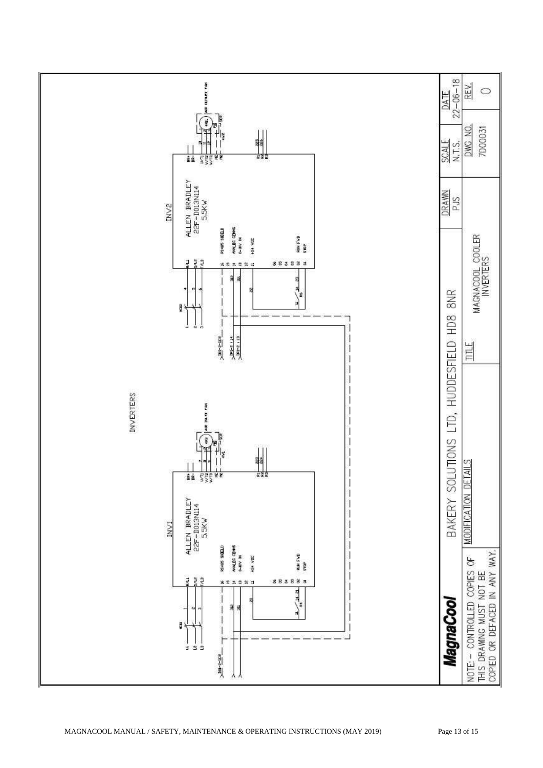# INVERTERS

**INV1**

ALLEN BRADLEY
22F-D013N114
5.5KW

R/L1, S/L2, T/L3

16 RS485 SHIELD
15
14 ANALOG COMMS
13 0-10V IN
12
11 +24 VDC

06
05
04
03
02 RUN FWD
01 STOP

BR+
BR-
U/T1
V/T2
W/T3
PE
PE

R1
R2
R3

MCB
L1, L2, L3

M3 ADD INLET FAN

**INV2**

ALLEN BRADLEY
22F-D013N114
5.5KW

R/L1, S/L2, T/L3

16 RS485 SHIELD
15
14 ANALOG COMMS
13 0-10V IN
12
11 +24 VDC

06
05
04
03
02 RUN FWD
01 STOP

BR+
BR-
U/T1
V/T2
W/T3
PE
PE

R1
R2
R3

M4 ADD OUTLET FAN

| | | | |
|---|---|---|---|
| **MagnaCool** | BAKERY SOLUTIONS LTD, HUDDESFIELD HD8 8NR | DRAWN PJS | SCALE N.T.S. | DATE 22-06-18 |
| NOTE:- CONTROLLED COPIES OF THIS DRAWING MUST NOT BE COPIED OR DEFACED IN ANY WAY. | MODIFICATION DETAILS | TITLE MAGNACOOL COOLER INVERTERS | DWG NO. 7D00031 | REV. 0 |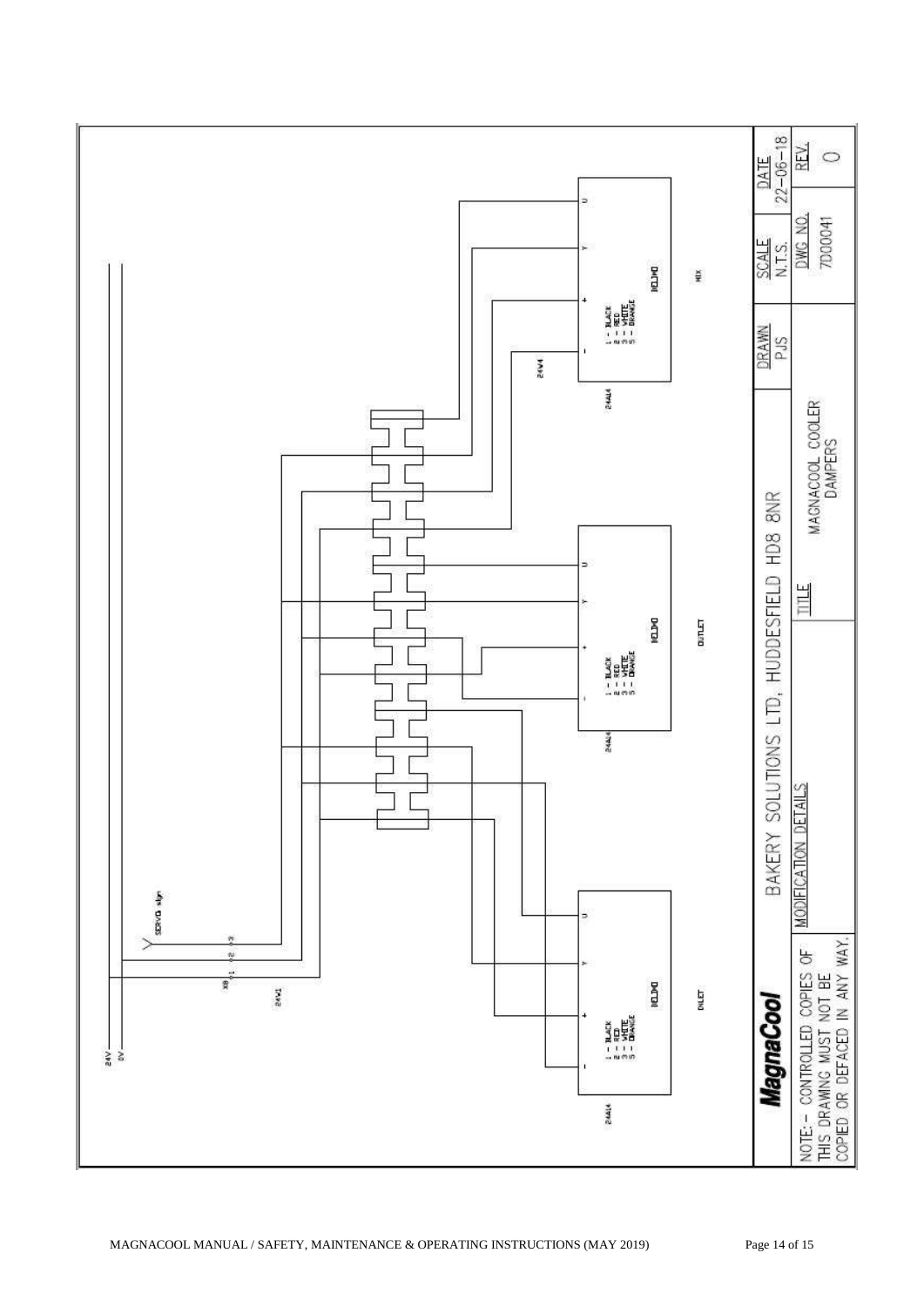24V
0V

SERVO sign

X8 ‹1 ‹2 ‹3

24V1

24AL4

1 - BLACK
2 - RED
3 - WHITE
5 - ORANGE

BELIMO

INLET

24AL4

1 - BLACK
2 - RED
3 - WHITE
5 - ORANGE

BELIMO

OUTLET

24AL4

24V4

1 - BLACK
2 - RED
3 - WHITE
5 - ORANGE

BELIMO

MIX

| **MagnaCool** | BAKERY SOLUTIONS LTD, HUDDESFIELD HD8 8NR | | DRAWN PJS | SCALE N.T.S. | DATE 22-06-18 |
|---|---|---|---|---|---|
| NOTE:- CONTROLLED COPIES OF THIS DRAWING MUST NOT BE COPIED OR DEFACED IN ANY WAY. | MODIFICATION DETAILS | TITLE MAGNACOOL COOLER DAMPERS | | DWG NO. 7D00041 | REV. 0 |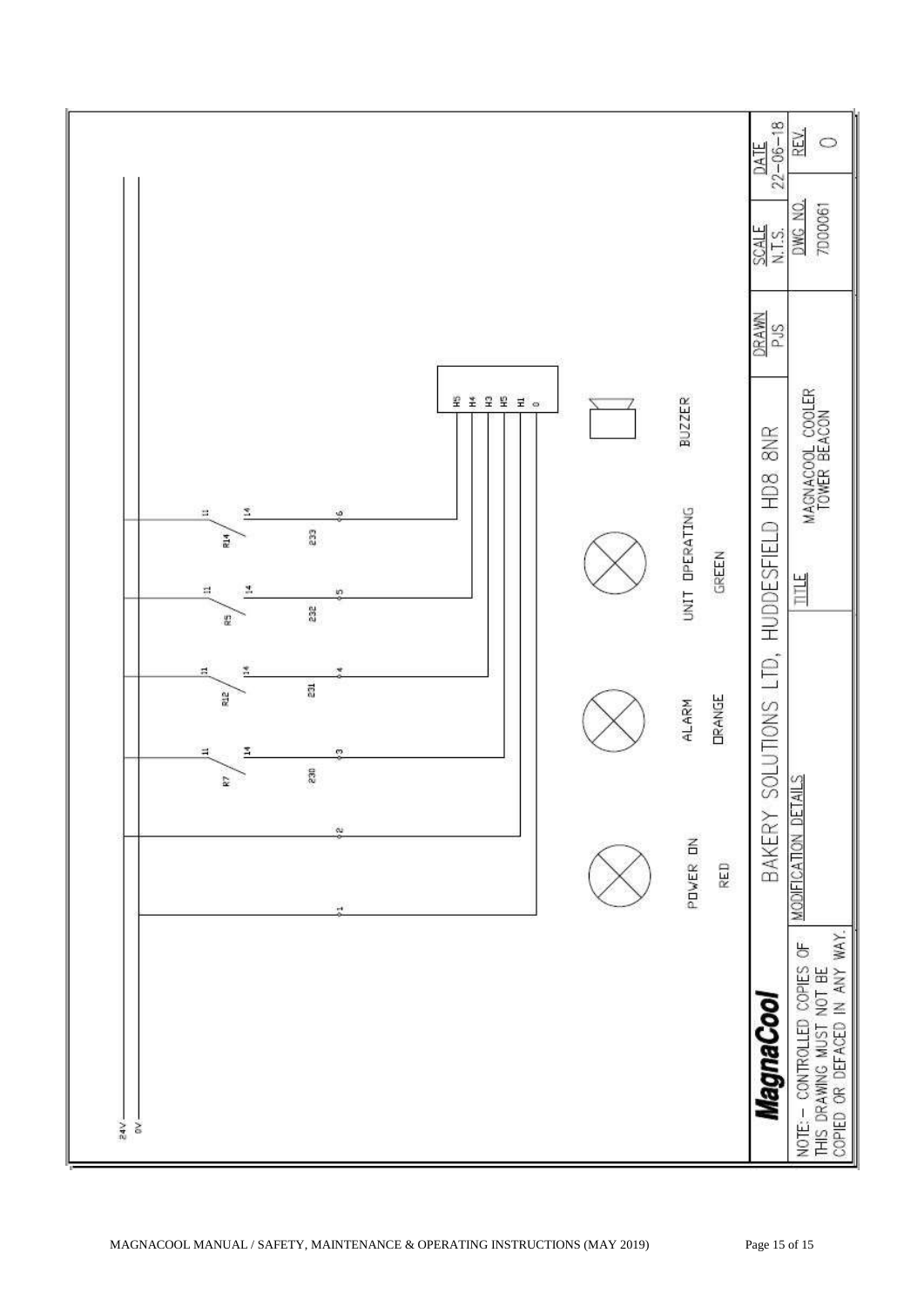24V
0V

R7 11 14 230
R12 11 14 231
R5 11 14 232
R14 11 14 233

1 2 3 4 5 6

H5
H4
H3
H5
H1
0

POWER ON
RED

ALARM
ORANGE

UNIT OPERATING
GREEN

BUZZER

| | | | | |
|---|---|---|---|---|
| **MagnaCool** | BAKERY SOLUTIONS LTD, HUDDESFIELD HD8 8NR | DRAWN PJS | SCALE N.T.S. | DATE 22-06-18 |
| NOTE: - CONTROLLED COPIES OF THIS DRAWING MUST NOT BE COPIED OR DEFACED IN ANY WAY. | MODIFICATION DETAILS | TITLE MAGNACOOL COOLER TOWER BEACON | DWG NO. 7D00061 | REV. 0 |